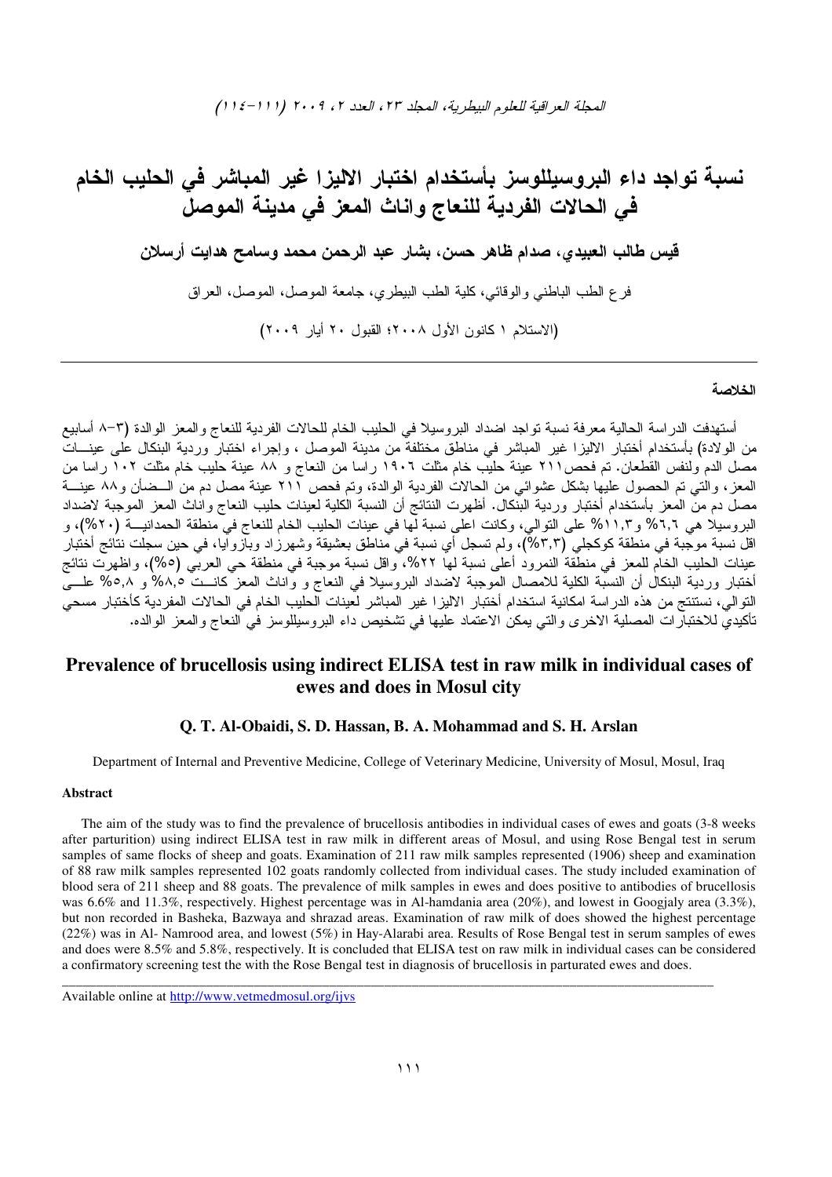# نسبة تواجد داء البروسيللوسز بأستخدام اختبار الاليزا غير المباشر في الحليب الخام في الحالات الفردية للنعاج واناث المعز في مدينة الموصل

**قيس طالب العبيدي، صدام ظاهر حسن، بشار عبد الرحمن محمد وسامح هدايت أرسلان**

فرع الطب الباطني والوقائي، كلية الطب البيطري، جامعة الموصل، الموصل، العراق

(الاستلام ١ كانون الأول ٢٠٠٨؛ القبول ٢٠ أيار ٢٠٠٩)

## الخلاصة

أستهدفت الدراسة الحالية معرفة نسبة تواجد اضداد البروسيلا في الحليب الخام للحالات الفردية للنعاج والمعز الوالدة (٣-٨ أسابيع من الولادة) بأستخدام أختبار الاليزا غير المباشر في مناطق مختلفة من مدينة الموصل ، وإجراء اختبار وردية البنكال على عينـات مصل الدم ولنفس القطعان. تم فحص٢١١ عينة حليب خام مثلت ١٩٠٦ راسا من النعاج و ٨٨ عينة حليب خام مثلت ١٠٢ راسا من المعز، والتي تم الحصول عليها بشكل عشوائي من الحالات الفردية الوالدة، وتم فحص ٢١١ عينة مصل دم من الـضأن و٨٨ عينـة مصل دم من المعز بأستخدام أختبار وردية البنكال. أظهرت النتائج أن النسبة الكلية لعينات حليب النعاج واناث المعز الموجبة لاضداد البروسيلا هي ٦,٦% و١١,٣% على التوالي، وكانت اعلى نسبة لها في عينات الحليب الخام للنعاج في منطقة الحمدانيـة (٢٠%)، و اقل نسبة موجبة في منطقة كوكجلي (٣,٣%)، ولم تسجل أي نسبة في مناطق بعشيقة وشهرزاد وبازوايا، في حين سجلت نتائج أختبار عينات الحليب الخام للمعز في منطقة النمرود أعلى نسبة لها ٢٢%، واقل نسبة موجبة في منطقة حي العربي (٥%)، واظهرت نتائج أختبار وردية البنكال أن النسبة الكلية للامصال الموجبة لاضداد البروسيلا في النعاج و واناث المعز كانـت ٨,٥% و ٥,٨% علـى التوالي، نستنتج من هذه الدراسة امكانية استخدام أختبار الاليزا غير المباشر لعينات الحليب الخام في الحالات المفردية كأختبار مسحي تأكيدي للاختبارات المصلية الاخرى والتي يمكن الاعتماد عليها في تشخيص داء البروسيللوسز في النعاج والمعز الوالده.

# Prevalence of brucellosis using indirect ELISA test in raw milk in individual cases of ewes and does in Mosul city

**Q. T. Al-Obaidi, S. D. Hassan, B. A. Mohammad and S. H. Arslan**

Department of Internal and Preventive Medicine, College of Veterinary Medicine, University of Mosul, Mosul, Iraq

## Abstract

The aim of the study was to find the prevalence of brucellosis antibodies in individual cases of ewes and goats (3-8 weeks after parturition) using indirect ELISA test in raw milk in different areas of Mosul, and using Rose Bengal test in serum samples of same flocks of sheep and goats. Examination of 211 raw milk samples represented (1906) sheep and examination of 88 raw milk samples represented 102 goats randomly collected from individual cases. The study included examination of blood sera of 211 sheep and 88 goats. The prevalence of milk samples in ewes and does positive to antibodies of brucellosis was 6.6% and 11.3%, respectively. Highest percentage was in Al-hamdania area (20%), and lowest in Googjaly area (3.3%), but non recorded in Basheka, Bazwaya and shrazad areas. Examination of raw milk of does showed the highest percentage (22%) was in Al- Namrood area, and lowest (5%) in Hay-Alarabi area. Results of Rose Bengal test in serum samples of ewes and does were 8.5% and 5.8%, respectively. It is concluded that ELISA test on raw milk in individual cases can be considered a confirmatory screening test the with the Rose Bengal test in diagnosis of brucellosis in parturated ewes and does.

Available online at http://www.vetmedmosul.org/ijvs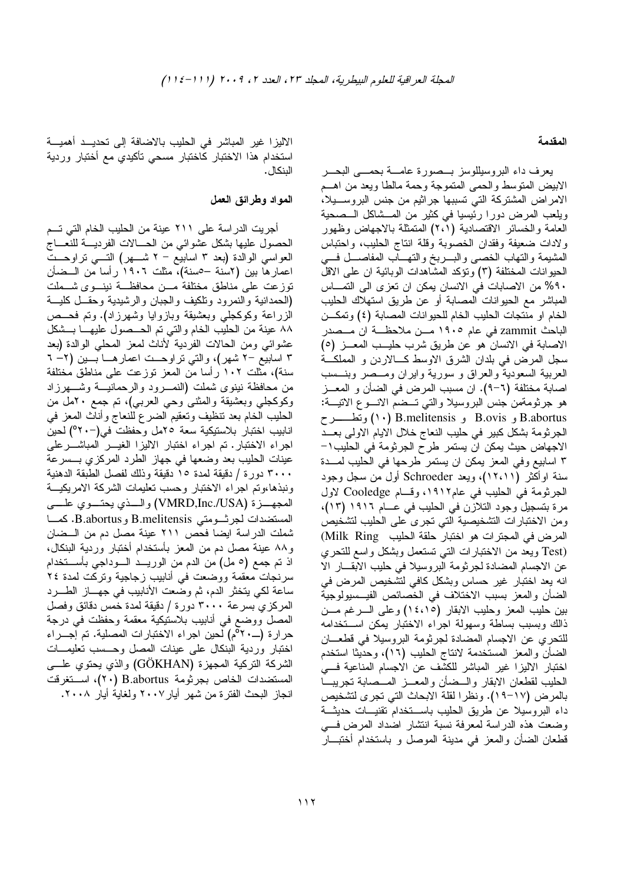## المقدمة

يعرف داء البروسيللوسز بـصورة عامـة بحمـى البحـر الابيض المتوسط والحمى المتموجة وحمة مالطا ويعد من اهـم الامراض المشتركة التي تسببها جراثيم من جنس البروسـيلا، ويلعب المرض دورا رئيسيا في كثير من المـشاكل الـصحية العامة والخسائر الاقتصادية (٢،١) المتمثلة بالاجهاض وظهور ولادات ضعيفة وفقدان الخصوبة وقلة انتاج الحليب، واحتباس المشيمة والتهاب الخصى والبـربخ والتهـاب المفاصـل فـي الحيوانات المختلفة (٣) وتؤكد المشاهدات الوبائية ان على الاقل ٩٠% من الاصابات في الانسان يمكن ان تعزى الى التمـاس المباشر مع الحيوانات المصابة أو عن طريق استهلاك الحليب الخام او منتجات الحليب الخام للحيوانات المصابة (٤) وتمكـن الباحث zammit في عام ١٩٠٥ مـن ملاحظـة ان مـصدر الاصابة في الانسان هو عن طريق شرب حليـب المعـز (٥) سجل المرض في بلدان الشرق الاوسط كـالاردن و المملكـة العربية السعودية والعراق و سورية وايران ومـصر وبنـسب اصابة مختلفة (٦-٩). ان مسبب المرض في الضأن و المعـز هو جرثومةمن جنس البروسيلا والتي تـضم الانـواع الاتيـة: B.abortus و B.ovis و B.melitensis (١٠) وتطـرح الجرثومة بشكل كبير في حليب النعاج خلال الايام الاولى بعـد الاجهاض حيث يمكن ان يستمر طرح الجرثومة في الحليب١-٣ اسابيع وفي المعز يمكن ان يستمر طرحها في الحليب لمـدة سنة اوأكثر (١٢،١١)، ويعد Schroeder أول من سجل وجود الجرثومة في الحليب في عام١٩١٢، وقـام Cooledge لاول مرة بتسجيل وجود التلازن في الحليب في عـام ١٩١٦ (١٣)، ومن الاختبارات التشخيصية التي تجرى على الحليب لتشخيص المرض في المجترات هو اختبار حلقة الحليب (Milk Ring Test) ويعد من الاختبارات التي تستعمل وبشكل واسع للتحري عن الاجسام المضادة لجرثومة البروسيلا في حليب الابقـار الا انه يعد اختبار غير حساس وبشكل كافي لتشخيص المرض في الضأن والمعز بسبب الاختلاف في الخصائص الفيـسيولوجية بين حليب المعز وحليب الابقار (١٤،١٥) وعلى الـرغم مـن ذلك وبسبب بساطة وسهولة اجراء الاختبار يمكن اسـتخدامه للتحري عن الاجسام المضادة لجرثومة البروسيلا في قطعـان الضأن والمعز المستخدمة لانتاج الحليب (١٦)، وحديثا استخدم اختبار الاليزا غير المباشر للكشف عن الاجسام المناعية فـي الحليب لقطعان الابقار والـضأن والمعـز المـصابة تجريبيـا بالمرض (١٧-١٩). ونظرا لقلة الابحاث التي تجرى لتشخيص داء البروسيلا عن طريق الحليب باسـتخدام تقنيـات حديثـة وضعت هذه الدراسة لمعرفة نسبة انتشار اضداد المرض فـي قطعان الضأن والمعز في مدينة الموصل و باستخدام أختبـار الاليزا غير المباشر في الحليب بالاضافة إلى تحديـد أهميـة استخدام هذا الاختبار كاختبار مسحي تأكيدي مع أختبار وردية البنكال.

## المواد وطرائق العمل

أجريت الدراسة على ٢١١ عينة من الحليب الخام التي تـم الحصول عليها بشكل عشوائي من الحـالات الفرديـة للنعـاج العواسي الوالدة (بعد ٣ اسابيع - ٢ شـهر) التـي تراوحـت اعمارها بين (٢سنة -٥سنة)، مثلت ١٩٠٦ رأسا من الـضأن توزعت على مناطق مختلفة مـن محافظـة نينـوى شـملت (الحمدانية والنمرود وتلكيف والجبان والرشيدية وحقـل كليـة الزراعة وكوكجلي وبعشيقة وبازوايا وشهرزاد). وتم فحـص ٨٨ عينة من الحليب الخام والتي تم الحـصول عليهـا بـشكل عشوائي ومن الحالات الفردية لأناث لمعز المحلي الوالدة (بعد ٣ اسابيع -٢ شهر)، والتي تراوحـت اعمارهـا بـين (٢- ٦ سنة)، مثلت ١٠٢ رأسا من المعز توزعت على مناطق مختلفة من محافظة نينوى شملت (النمـرود والرحمانيـة وشـهرزاد وكوكجلي وبعشيقة والمثنى وحي العربي)، تم جمع ٢٠مل من الحليب الخام بعد تنظيف وتعقيم الضرع للنعاج وأناث المعز في انابيب اختبار بلاستيكية سعة ٢٥مل وحفظت في(-٢٠°م) لحين اجراء الاختبار. تم اجراء اختبار الاليزا الغيـر المباشـرعلى عينات الحليب بعد وضعها في جهاز الطرد المركزي بـسرعة ٣٠٠٠ دورة / دقيقة لمدة ١٥ دقيقة وذلك لفصل الطبقة الدهنية ونبذها،وتم اجراء الاختبار وحسب تعليمات الشركة الامريكيـة المجهـزة (VMRD,Inc./USA) والـذي يحتـوي علـى المستضدات لجرثـومتي B.melitensis وB.abortus. كمـا شملت الدراسة ايضا فحص ٢١١ عينة مصل دم من الـضان و٨٨ عينة مصل دم من المعز بأستخدام أختبار وردية البنكال، اذ تم جمع (٥ مل) من الدم من الوريـد الـوداجي بأسـتخدام سرنجات معقمة ووضعت في أنابيب زجاجية وتركت لمدة ٢٤ ساعة لكي يتخثر الدم، ثم وضعت الأنابيب في جهـاز الطـرد المركزي بسرعة ٣٠٠٠ دورة / دقيقة لمدة خمس دقائق وفصل المصل ووضع في أنابيب بلاستيكية معقمة وحفظت في درجة حرارة (-٢٠°م) لحين اجراء الاختبارات المصلية. تم إجـراء اختبار وردية البنكال على عينات المصل وحـسب تعليمـات الشركة التركية المجهزة (GÖKHAN) والذي يحتوي علـى المستضدات الخاص بجرثومة B.abortus (٢٠)، اسـتغرقت انجاز البحث الفترة من شهر أيار٢٠٠٧ ولغاية أيار ٢٠٠٨.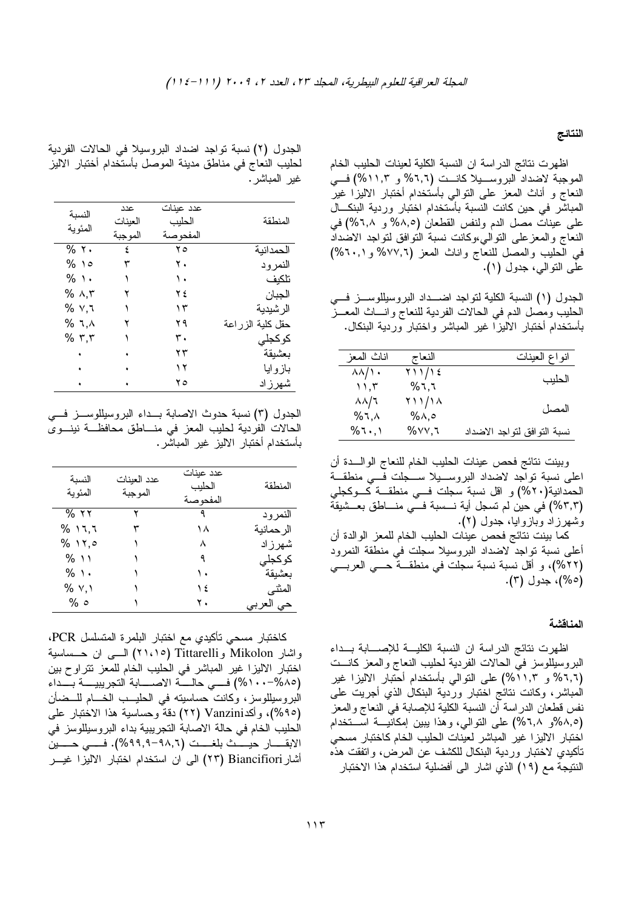## النتائج

اظهرت نتائج الدراسة ان النسبة الكلية لعينات الحليب الخام الموجبة لاضداد البروسيلا كانت (٦،٦% و ١١،٣%) في النعاج و أناث المعز على التوالي بأستخدام أختبار الاليزا غير المباشر في حين كانت النسبة بأستخدام اختبار وردية البنكال على عينات مصل الدم ولنفس القطعان (٨،٥% و ٦،٨%) في النعاج والمعز على التوالي،وكانت نسبة التوافق لتواجد الاضداد في الحليب والمصل للنعاج واناث المعز (٧٧،٦% و٦٠،١%) على التوالي، جدول (١).

الجدول (١) النسبة الكلية لتواجد اضداد البروسيللوسز في الحليب ومصل الدم في الحالات الفردية للنعاج واناث المعز بأستخدام أختبار الاليزا غير المباشر واختبار وردية البنكال.

| انواع العينات | النعاج | اناث المعز |
|---|---|---|
| الحليب | ٢١١/١٤ | ٨٨/١٠ |
| | %٦،٦ | ١١،٣ |
| المصل | ٢١١/١٨ | ٨٨/٦ |
| | %٨،٥ | %٦،٨ |
| نسبة التوافق لتواجد الاضداد | %٧٧،٦ | %٦٠،١ |

وبينت نتائج فحص عينات الحليب الخام للنعاج الوالدة أن اعلى نسبة تواجد لاضداد البروسيلا سجلت في منطقة الحمدانية(٢٠%) و اقل نسبة سجلت في منطقة كوكجلي (٣،٣%) في حين لم تسجل أية نسبة في مناطق بعشيقة وشهرزاد وبازوايا، جدول (٢).

كما بينت نتائج فحص عينات الحليب الخام للمعز الوالدة أن أعلى نسبة تواجد لاضداد البروسيلا سجلت في منطقة النمرود (٢٢%)، و أقل نسبة نسبة سجلت في منطقة حي العربي (٥%)، جدول (٣).

الجدول (٢) نسبة تواجد اضداد البروسيلا في الحالات الفردية لحليب النعاج في مناطق مدينة الموصل بأستخدام أختبار الاليز غير المباشر.

| المنطقة | عدد عينات الحليب المفحوصة | عدد العينات الموجبة | النسبة المئوية |
|---|---|---|---|
| الحمدانية | ٢٥ | ٤ | % ٢٠ |
| النمرود | ٢٠ | ٣ | % ١٥ |
| تلكيف | ١٠ | ١ | % ١٠ |
| الجبان | ٢٤ | ٢ | % ٨،٣ |
| الرشيدية | ١٣ | ١ | % ٧،٦ |
| حقل كلية الزراعة | ٢٩ | ٢ | % ٦،٨ |
| كوكجلي | ٣٠ | ١ | % ٣،٣ |
| بعشيقة | ٢٣ | ٠ | ٠ |
| بازوايا | ١٢ | ٠ | ٠ |
| شهرزاد | ٢٥ | ٠ | ٠ |

الجدول (٣) نسبة حدوث الاصابة بداء البروسيللوسز في الحالات الفردية لحليب المعز في مناطق محافظة نينوى بأستخدام أختبار الاليز غير المباشر.

| المنطقة | عدد عينات الحليب المفحوصة | عدد العينات الموجبة | النسبة المئوية |
|---|---|---|---|
| النمرود | ٩ | ٢ | % ٢٢ |
| الرحمانية | ١٨ | ٣ | % ١٦،٦ |
| شهرزاد | ٨ | ١ | % ١٢،٥ |
| كوكجلي | ٩ | ١ | % ١١ |
| بعشيقة | ١٠ | ١ | % ١٠ |
| المثنى | ١٤ | ١ | % ٧،١ |
| حي العربي | ٢٠ | ١ | % ٥ |

## المناقشة

اظهرت نتائج الدراسة ان النسبة الكلية للاصابة بداء البروسيللوسز في الحالات الفردية لحليب النعاج والمعز كانت (٦،٦% و ١١،٣%) على التوالي بأستخدام أختبار الاليزا غير المباشر، وكانت نتائج اختبار وردية البنكال الذي أجريت على نفس قطعان الدراسة أن النسبة الكلية للإصابة في النعاج والمعز (٨،٥%و ٦،٨%) على التوالي، وهذا يبين إمكانية استخدام اختبار الاليزا غير المباشر لعينات الحليب الخام كاختبار مسحي تأكيدي لاختبار وردية البنكال للكشف عن المرض، واتفقت هذه النتيجة مع (١٩) الذي اشار الى أفضلية استخدام هذا الاختبار كاختبار مسحي تأكيدي مع اختبار البلمرة المتسلسل PCR، واشار Mikolon وTittarelli (٢١،١٥) الى ان حساسية اختبار الاليزا غير المباشر في الحليب الخام للمعز تتراوح بين (٨٥%-١٠٠%) في حالة الاصابة التجريبية بداء البروسيللوسز، وكانت حساسيته في الحليب الخام للضأن (٩٥%)، وأكدVanzini (٢٢) دقة وحساسية هذا الاختبار على الحليب الخام في حالة الاصابة التجريبية بداء البروسيللوسز في الابقار حيث بلغت (٩٨،٦-٩٩،٩%). في حين أشارBiancifiori (٢٣) الى ان استخدام اختبار الاليزا غير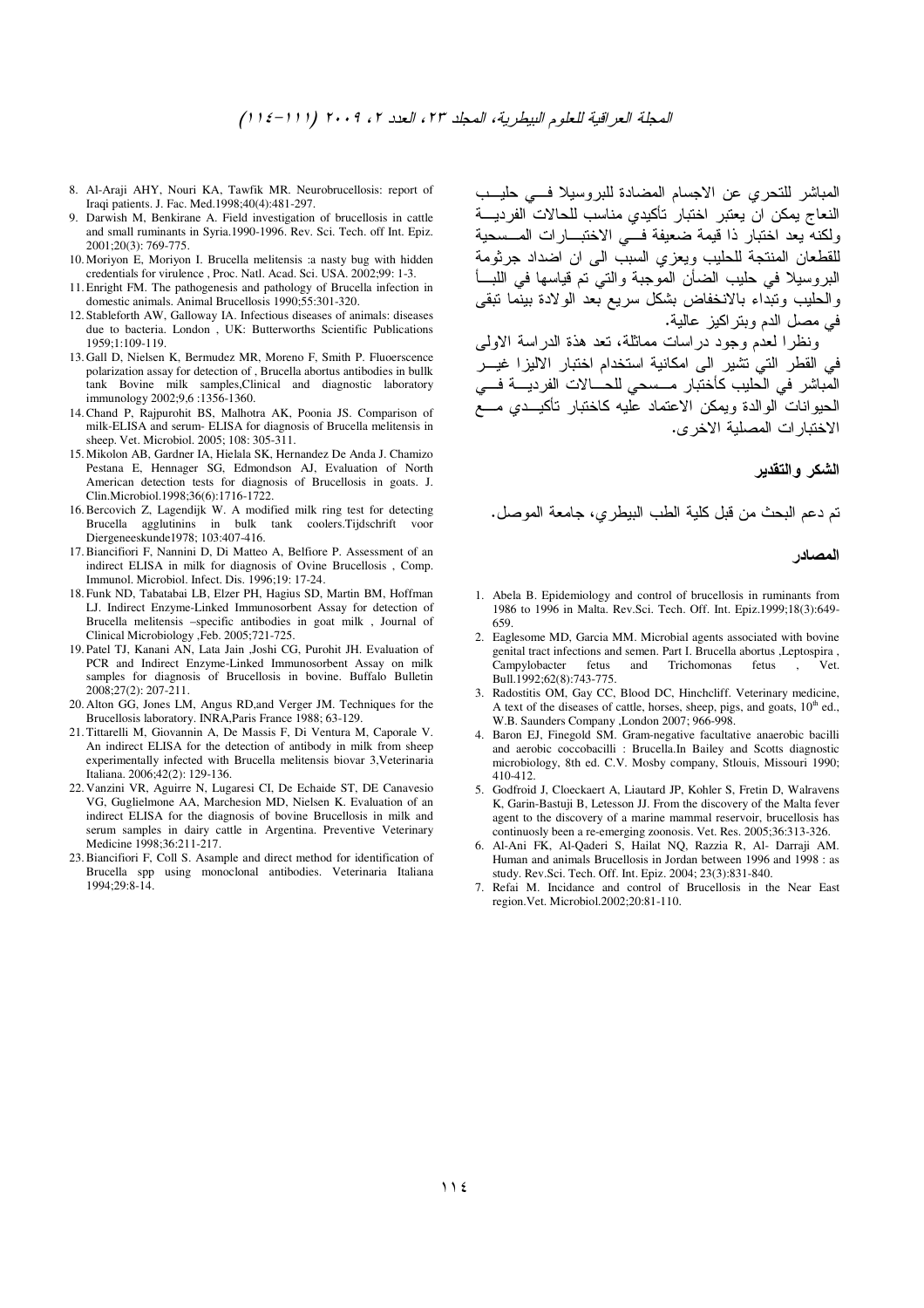المباشر للتحري عن الاجسام المضادة للبروسيلا في حليب النعاج يمكن ان يعتبر اختبار تأكيدي مناسب للحالات الفردية ولكنه يعد اختبار ذا قيمة ضعيفة في الاختبارات المسحية للقطعان المنتجة للحليب ويعزي السبب الى ان اضداد جرثومة البروسيلا في حليب الضأن الموجبة والتي تم قياسها في اللبأ والحليب وتبداء بالانخفاض بشكل سريع بعد الولادة بينما تبقى في مصل الدم وبتراكيز عالية.

ونظرا لعدم وجود دراسات مماثلة، تعد هذة الدراسة الاولى في القطر التي تشير الى امكانية استخدام اختبار الاليزا غير المباشر في الحليب كأختبار مسحي للحالات الفردية في الحيوانات الوالدة ويمكن الاعتماد عليه كاختبار تأكيدي مع الاختبارات المصلية الاخرى.

## الشكر والتقدير

تم دعم البحث من قبل كلية الطب البيطري، جامعة الموصل.

## المصادر

1. Abela B. Epidemiology and control of brucellosis in ruminants from 1986 to 1996 in Malta. Rev.Sci. Tech. Off. Int. Epiz.1999;18(3):649-659.
2. Eaglesome MD, Garcia MM. Microbial agents associated with bovine genital tract infections and semen. Part I. Brucella abortus ,Leptospira , Campylobacter fetus and Trichomonas fetus , Vet. Bull.1992;62(8):743-775.
3. Radostitis OM, Gay CC, Blood DC, Hinchcliff. Veterinary medicine, A text of the diseases of cattle, horses, sheep, pigs, and goats, 10th ed., W.B. Saunders Company ,London 2007; 966-998.
4. Baron EJ, Finegold SM. Gram-negative facultative anaerobic bacilli and aerobic coccobacilli : Brucella.In Bailey and Scotts diagnostic microbiology, 8th ed. C.V. Mosby company, Stlouis, Missouri 1990; 410-412.
5. Godfroid J, Cloeckaert A, Liautard JP, Kohler S, Fretin D, Walravens K, Garin-Bastuji B, Letesson JJ. From the discovery of the Malta fever agent to the discovery of a marine mammal reservoir, brucellosis has continuosly been a re-emerging zoonosis. Vet. Res. 2005;36:313-326.
6. Al-Ani FK, Al-Qaderi S, Hailat NQ, Razzia R, Al- Darraji AM. Human and animals Brucellosis in Jordan between 1996 and 1998 : as study. Rev.Sci. Tech. Off. Int. Epiz. 2004; 23(3):831-840.
7. Refai M. Incidance and control of Brucellosis in the Near East region.Vet. Microbiol.2002;20:81-110.
8. Al-Araji AHY, Nouri KA, Tawfik MR. Neurobrucellosis: report of Iraqi patients. J. Fac. Med.1998;40(4):481-297.
9. Darwish M, Benkirane A. Field investigation of brucellosis in cattle and small ruminants in Syria.1990-1996. Rev. Sci. Tech. off Int. Epiz. 2001;20(3): 769-775.
10. Moriyon E, Moriyon I. Brucella melitensis :a nasty bug with hidden credentials for virulence , Proc. Natl. Acad. Sci. USA. 2002;99: 1-3.
11. Enright FM. The pathogenesis and pathology of Brucella infection in domestic animals. Animal Brucellosis 1990;55:301-320.
12. Stableforth AW, Galloway IA. Infectious diseases of animals: diseases due to bacteria. London , UK: Butterworths Scientific Publications 1959;1:109-119.
13. Gall D, Nielsen K, Bermudez MR, Moreno F, Smith P. Fluoerscence polarization assay for detection of , Brucella abortus antibodies in bullk tank Bovine milk samples,Clinical and diagnostic laboratory immunology 2002;9,6 :1356-1360.
14. Chand P, Rajpurohit BS, Malhotra AK, Poonia JS. Comparison of milk-ELISA and serum- ELISA for diagnosis of Brucella melitensis in sheep. Vet. Microbiol. 2005; 108: 305-311.
15. Mikolon AB, Gardner IA, Hielala SK, Hernandez De Anda J. Chamizo Pestana E, Hennager SG, Edmondson AJ, Evaluation of North American detection tests for diagnosis of Brucellosis in goats. J. Clin.Microbiol.1998;36(6):1716-1722.
16. Bercovich Z, Lagendijk W. A modified milk ring test for detecting Brucella agglutinins in bulk tank coolers.Tijdschrift voor Diergeneeskunde1978; 103:407-416.
17. Biancifiori F, Nannini D, Di Matteo A, Belfiore P. Assessment of an indirect ELISA in milk for diagnosis of Ovine Brucellosis , Comp. Immunol. Microbiol. Infect. Dis. 1996;19: 17-24.
18. Funk ND, Tabatabai LB, Elzer PH, Hagius SD, Martin BM, Hoffman LJ. Indirect Enzyme-Linked Immunosorbent Assay for detection of Brucella melitensis –specific antibodies in goat milk , Journal of Clinical Microbiology ,Feb. 2005;721-725.
19. Patel TJ, Kanani AN, Lata Jain ,Joshi CG, Purohit JH. Evaluation of PCR and Indirect Enzyme-Linked Immunosorbent Assay on milk samples for diagnosis of Brucellosis in bovine. Buffalo Bulletin 2008;27(2): 207-211.
20. Alton GG, Jones LM, Angus RD,and Verger JM. Techniques for the Brucellosis laboratory. INRA,Paris France 1988; 63-129.
21. Tittarelli M, Giovannin A, De Massis F, Di Ventura M, Caporale V. An indirect ELISA for the detection of antibody in milk from sheep experimentally infected with Brucella melitensis biovar 3,Veterinaria Italiana. 2006;42(2): 129-136.
22. Vanzini VR, Aguirre N, Lugaresi CI, De Echaide ST, DE Canavesio VG, Guglielmone AA, Marchesion MD, Nielsen K. Evaluation of an indirect ELISA for the diagnosis of bovine Brucellosis in milk and serum samples in dairy cattle in Argentina. Preventive Veterinary Medicine 1998;36:211-217.
23. Biancifiori F, Coll S. Asample and direct method for identification of Brucella spp using monoclonal antibodies. Veterinaria Italiana 1994;29:8-14.